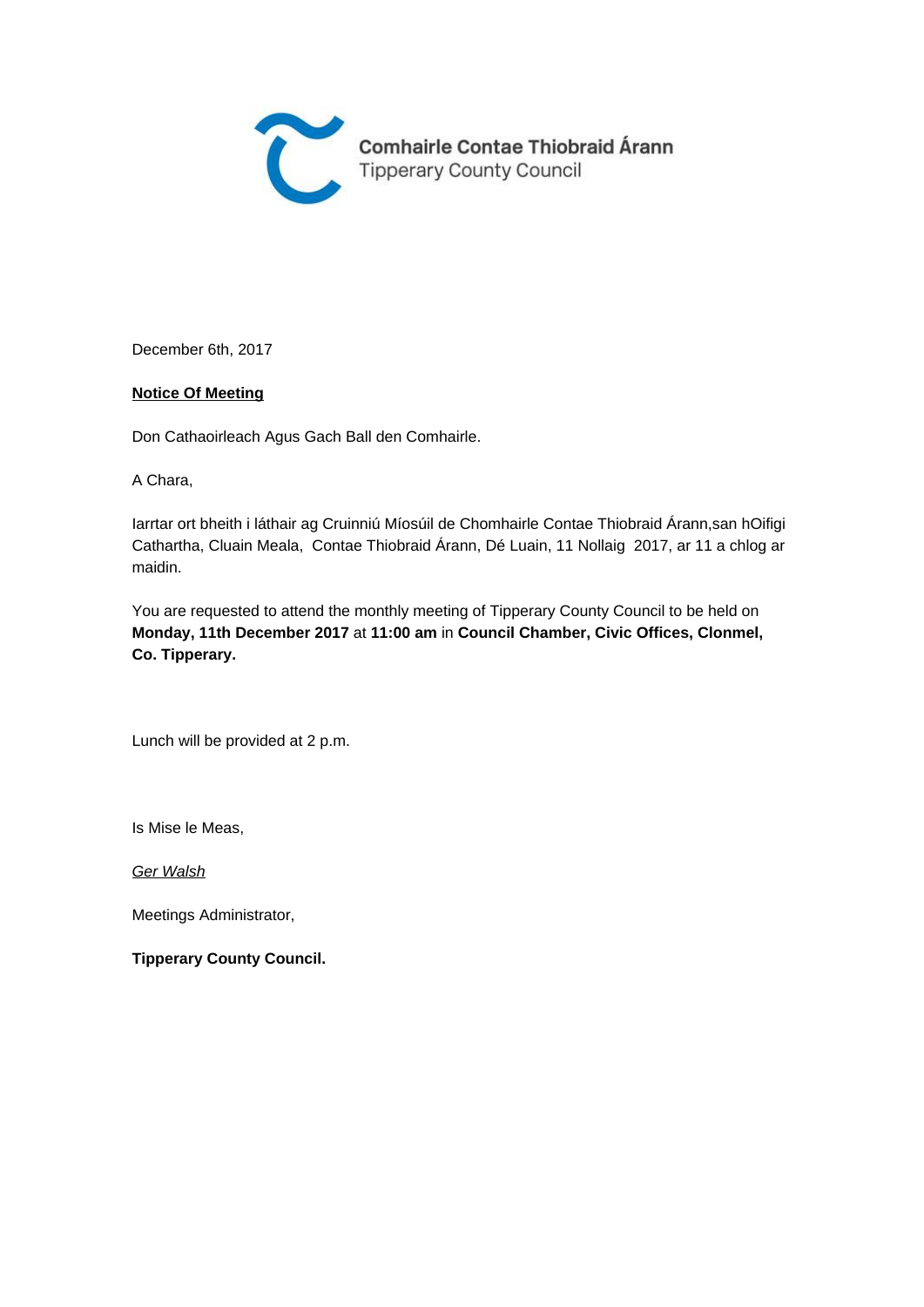Comhairle Contae Thiobraid Árann
Tipperary County Council

December 6th, 2017

**Notice Of Meeting**

Don Cathaoirleach Agus Gach Ball den Comhairle.

A Chara,

Iarrtar ort bheith i láthair ag Cruinniú Míosúil de Chomhairle Contae Thiobraid Árann,san hOifigi Cathartha, Cluain Meala, Contae Thiobraid Árann, Dé Luain, 11 Nollaig 2017, ar 11 a chlog ar maidin.

You are requested to attend the monthly meeting of Tipperary County Council to be held on **Monday, 11th December 2017** at **11:00 am** in **Council Chamber, Civic Offices, Clonmel, Co. Tipperary.**

Lunch will be provided at 2 p.m.

Is Mise le Meas,

*Ger Walsh*

Meetings Administrator,

**Tipperary County Council.**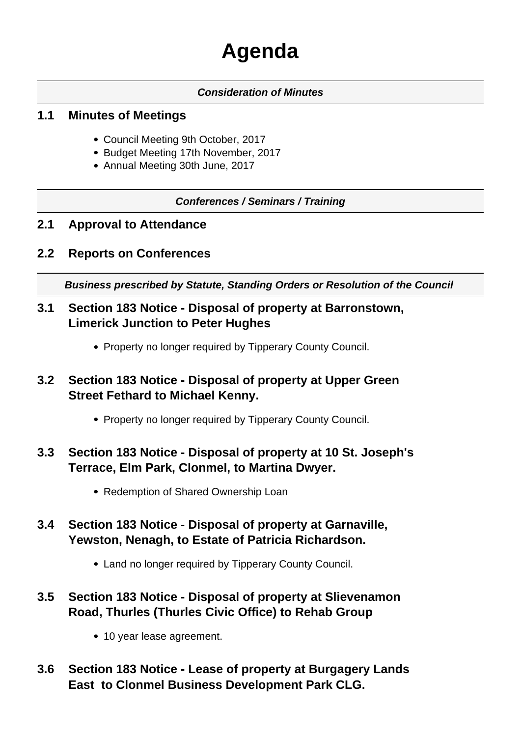# Agenda

***Consideration of Minutes***

## 1.1 Minutes of Meetings

- Council Meeting 9th October, 2017
- Budget Meeting 17th November, 2017
- Annual Meeting 30th June, 2017

***Conferences / Seminars / Training***

## 2.1 Approval to Attendance

## 2.2 Reports on Conferences

***Business prescribed by Statute, Standing Orders or Resolution of the Council***

## 3.1 Section 183 Notice - Disposal of property at Barronstown, Limerick Junction to Peter Hughes

- Property no longer required by Tipperary County Council.

## 3.2 Section 183 Notice - Disposal of property at Upper Green Street Fethard to Michael Kenny.

- Property no longer required by Tipperary County Council.

## 3.3 Section 183 Notice - Disposal of property at 10 St. Joseph's Terrace, Elm Park, Clonmel, to Martina Dwyer.

- Redemption of Shared Ownership Loan

## 3.4 Section 183 Notice - Disposal of property at Garnaville, Yewston, Nenagh, to Estate of Patricia Richardson.

- Land no longer required by Tipperary County Council.

## 3.5 Section 183 Notice - Disposal of property at Slievenamon Road, Thurles (Thurles Civic Office) to Rehab Group

- 10 year lease agreement.

## 3.6 Section 183 Notice - Lease of property at Burgagery Lands East to Clonmel Business Development Park CLG.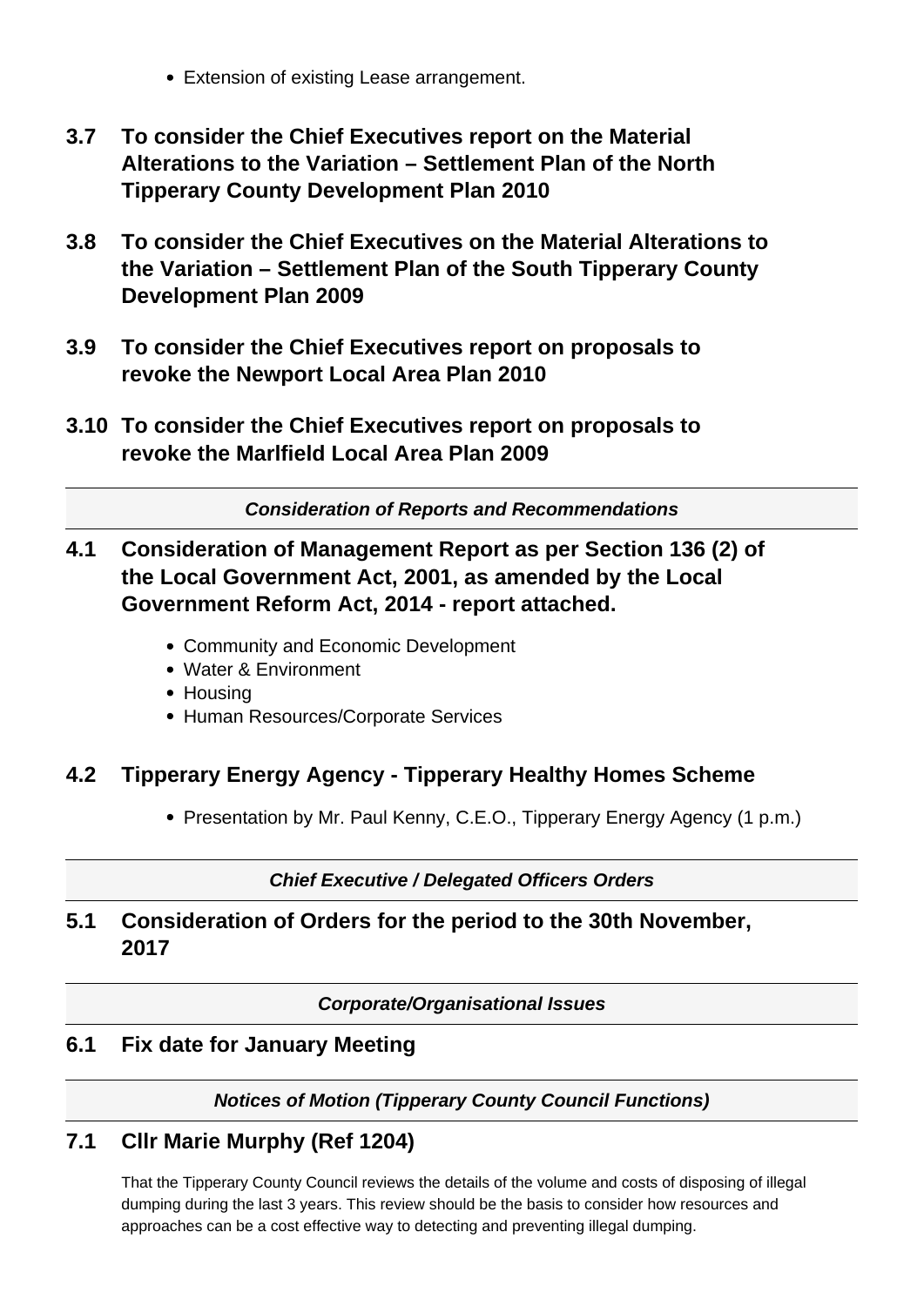- Extension of existing Lease arrangement.

### 3.7 To consider the Chief Executives report on the Material Alterations to the Variation – Settlement Plan of the North Tipperary County Development Plan 2010

### 3.8 To consider the Chief Executives on the Material Alterations to the Variation – Settlement Plan of the South Tipperary County Development Plan 2009

### 3.9 To consider the Chief Executives report on proposals to revoke the Newport Local Area Plan 2010

### 3.10 To consider the Chief Executives report on proposals to revoke the Marlfield Local Area Plan 2009

---

***Consideration of Reports and Recommendations***

---

### 4.1 Consideration of Management Report as per Section 136 (2) of the Local Government Act, 2001, as amended by the Local Government Reform Act, 2014 - report attached.

- Community and Economic Development
- Water & Environment
- Housing
- Human Resources/Corporate Services

### 4.2 Tipperary Energy Agency - Tipperary Healthy Homes Scheme

- Presentation by Mr. Paul Kenny, C.E.O., Tipperary Energy Agency (1 p.m.)

---

***Chief Executive / Delegated Officers Orders***

---

### 5.1 Consideration of Orders for the period to the 30th November, 2017

---

***Corporate/Organisational Issues***

---

### 6.1 Fix date for January Meeting

---

***Notices of Motion (Tipperary County Council Functions)***

---

### 7.1 Cllr Marie Murphy (Ref 1204)

That the Tipperary County Council reviews the details of the volume and costs of disposing of illegal dumping during the last 3 years. This review should be the basis to consider how resources and approaches can be a cost effective way to detecting and preventing illegal dumping.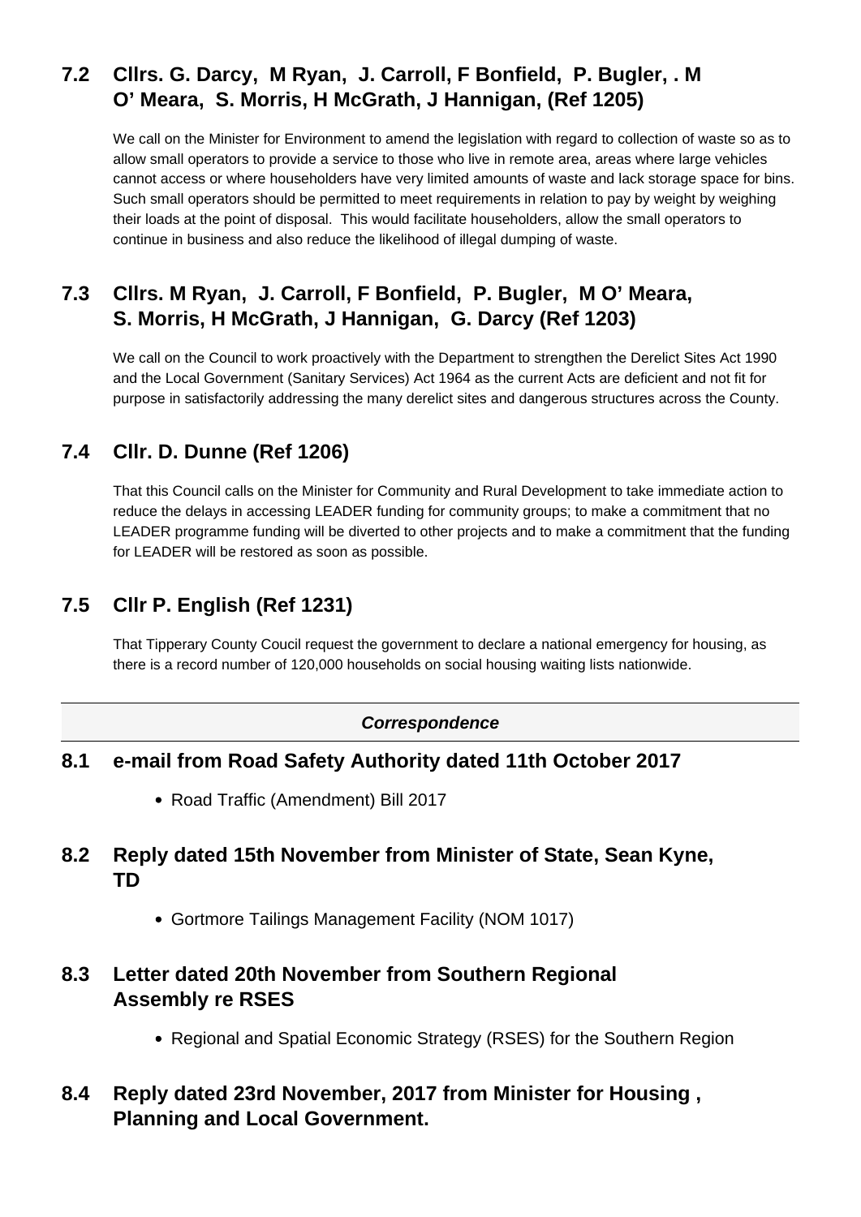## 7.2 Cllrs. G. Darcy, M Ryan, J. Carroll, F Bonfield, P. Bugler, . M O' Meara, S. Morris, H McGrath, J Hannigan, (Ref 1205)

We call on the Minister for Environment to amend the legislation with regard to collection of waste so as to allow small operators to provide a service to those who live in remote area, areas where large vehicles cannot access or where householders have very limited amounts of waste and lack storage space for bins. Such small operators should be permitted to meet requirements in relation to pay by weight by weighing their loads at the point of disposal. This would facilitate householders, allow the small operators to continue in business and also reduce the likelihood of illegal dumping of waste.

## 7.3 Cllrs. M Ryan, J. Carroll, F Bonfield, P. Bugler, M O' Meara, S. Morris, H McGrath, J Hannigan, G. Darcy (Ref 1203)

We call on the Council to work proactively with the Department to strengthen the Derelict Sites Act 1990 and the Local Government (Sanitary Services) Act 1964 as the current Acts are deficient and not fit for purpose in satisfactorily addressing the many derelict sites and dangerous structures across the County.

## 7.4 Cllr. D. Dunne (Ref 1206)

That this Council calls on the Minister for Community and Rural Development to take immediate action to reduce the delays in accessing LEADER funding for community groups; to make a commitment that no LEADER programme funding will be diverted to other projects and to make a commitment that the funding for LEADER will be restored as soon as possible.

## 7.5 Cllr P. English (Ref 1231)

That Tipperary County Coucil request the government to declare a national emergency for housing, as there is a record number of 120,000 households on social housing waiting lists nationwide.

---

***Correspondence***

## 8.1 e-mail from Road Safety Authority dated 11th October 2017

- Road Traffic (Amendment) Bill 2017

## 8.2 Reply dated 15th November from Minister of State, Sean Kyne, TD

- Gortmore Tailings Management Facility (NOM 1017)

## 8.3 Letter dated 20th November from Southern Regional Assembly re RSES

- Regional and Spatial Economic Strategy (RSES) for the Southern Region

## 8.4 Reply dated 23rd November, 2017 from Minister for Housing , Planning and Local Government.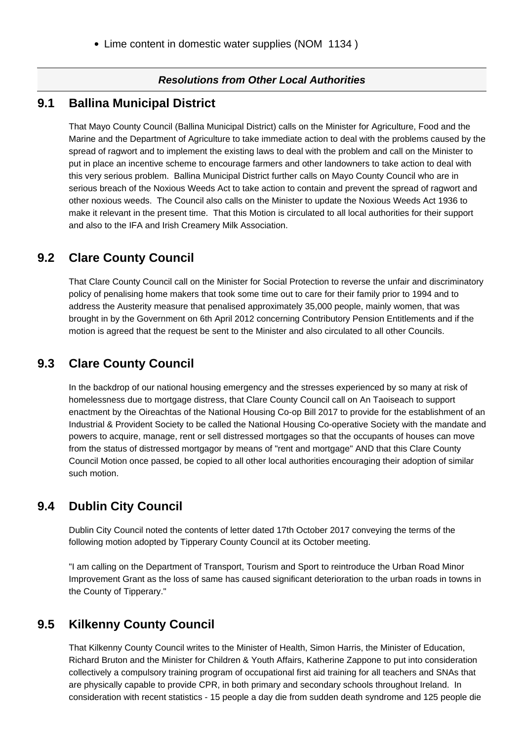- Lime content in domestic water supplies (NOM 1134 )

***Resolutions from Other Local Authorities***

## 9.1 Ballina Municipal District

That Mayo County Council (Ballina Municipal District) calls on the Minister for Agriculture, Food and the Marine and the Department of Agriculture to take immediate action to deal with the problems caused by the spread of ragwort and to implement the existing laws to deal with the problem and call on the Minister to put in place an incentive scheme to encourage farmers and other landowners to take action to deal with this very serious problem. Ballina Municipal District further calls on Mayo County Council who are in serious breach of the Noxious Weeds Act to take action to contain and prevent the spread of ragwort and other noxious weeds. The Council also calls on the Minister to update the Noxious Weeds Act 1936 to make it relevant in the present time. That this Motion is circulated to all local authorities for their support and also to the IFA and Irish Creamery Milk Association.

## 9.2 Clare County Council

That Clare County Council call on the Minister for Social Protection to reverse the unfair and discriminatory policy of penalising home makers that took some time out to care for their family prior to 1994 and to address the Austerity measure that penalised approximately 35,000 people, mainly women, that was brought in by the Government on 6th April 2012 concerning Contributory Pension Entitlements and if the motion is agreed that the request be sent to the Minister and also circulated to all other Councils.

## 9.3 Clare County Council

In the backdrop of our national housing emergency and the stresses experienced by so many at risk of homelessness due to mortgage distress, that Clare County Council call on An Taoiseach to support enactment by the Oireachtas of the National Housing Co-op Bill 2017 to provide for the establishment of an Industrial & Provident Society to be called the National Housing Co-operative Society with the mandate and powers to acquire, manage, rent or sell distressed mortgages so that the occupants of houses can move from the status of distressed mortgagor by means of "rent and mortgage" AND that this Clare County Council Motion once passed, be copied to all other local authorities encouraging their adoption of similar such motion.

## 9.4 Dublin City Council

Dublin City Council noted the contents of letter dated 17th October 2017 conveying the terms of the following motion adopted by Tipperary County Council at its October meeting.

"I am calling on the Department of Transport, Tourism and Sport to reintroduce the Urban Road Minor Improvement Grant as the loss of same has caused significant deterioration to the urban roads in towns in the County of Tipperary."

## 9.5 Kilkenny County Council

That Kilkenny County Council writes to the Minister of Health, Simon Harris, the Minister of Education, Richard Bruton and the Minister for Children & Youth Affairs, Katherine Zappone to put into consideration collectively a compulsory training program of occupational first aid training for all teachers and SNAs that are physically capable to provide CPR, in both primary and secondary schools throughout Ireland. In consideration with recent statistics - 15 people a day die from sudden death syndrome and 125 people die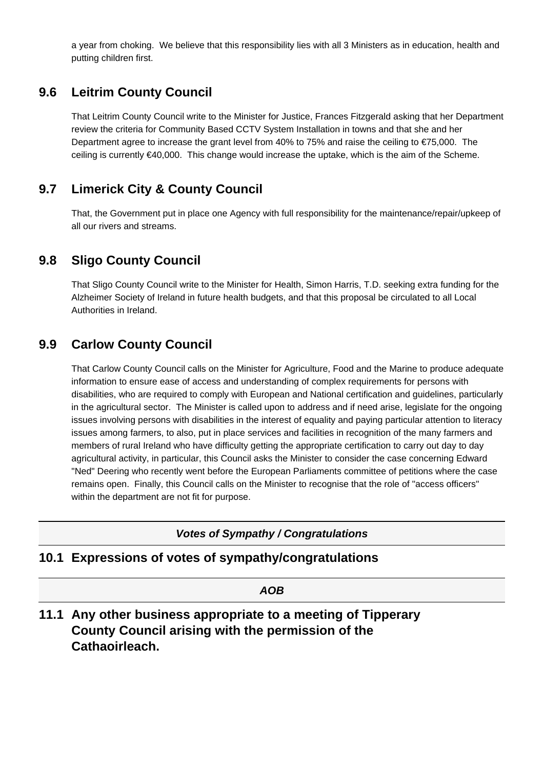a year from choking. We believe that this responsibility lies with all 3 Ministers as in education, health and putting children first.

## 9.6 Leitrim County Council

That Leitrim County Council write to the Minister for Justice, Frances Fitzgerald asking that her Department review the criteria for Community Based CCTV System Installation in towns and that she and her Department agree to increase the grant level from 40% to 75% and raise the ceiling to €75,000. The ceiling is currently €40,000. This change would increase the uptake, which is the aim of the Scheme.

## 9.7 Limerick City & County Council

That, the Government put in place one Agency with full responsibility for the maintenance/repair/upkeep of all our rivers and streams.

## 9.8 Sligo County Council

That Sligo County Council write to the Minister for Health, Simon Harris, T.D. seeking extra funding for the Alzheimer Society of Ireland in future health budgets, and that this proposal be circulated to all Local Authorities in Ireland.

## 9.9 Carlow County Council

That Carlow County Council calls on the Minister for Agriculture, Food and the Marine to produce adequate information to ensure ease of access and understanding of complex requirements for persons with disabilities, who are required to comply with European and National certification and guidelines, particularly in the agricultural sector. The Minister is called upon to address and if need arise, legislate for the ongoing issues involving persons with disabilities in the interest of equality and paying particular attention to literacy issues among farmers, to also, put in place services and facilities in recognition of the many farmers and members of rural Ireland who have difficulty getting the appropriate certification to carry out day to day agricultural activity, in particular, this Council asks the Minister to consider the case concerning Edward "Ned" Deering who recently went before the European Parliaments committee of petitions where the case remains open. Finally, this Council calls on the Minister to recognise that the role of "access officers" within the department are not fit for purpose.

***Votes of Sympathy / Congratulations***

## 10.1 Expressions of votes of sympathy/congratulations

***AOB***

## 11.1 Any other business appropriate to a meeting of Tipperary County Council arising with the permission of the Cathaoirleach.